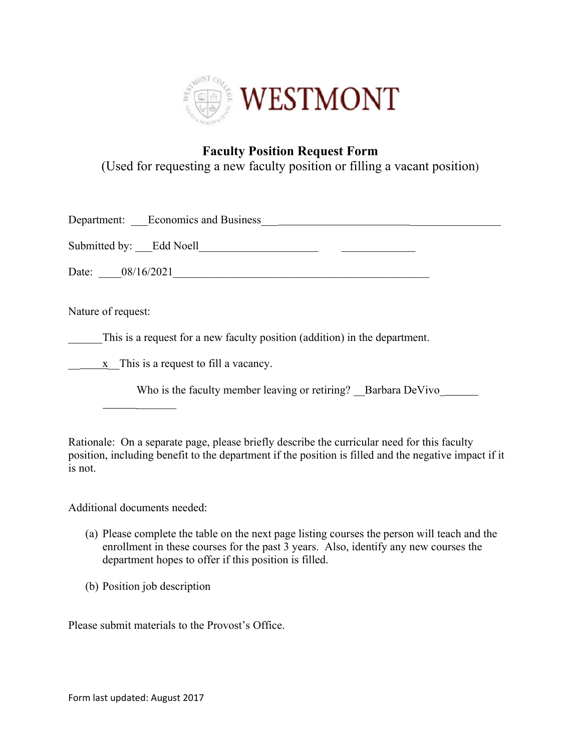# WESTMONT

## Faculty Position Request Form

(Used for requesting a new faculty position or filling a vacant position)

Department: ___Economics and Business___

Submitted by: ___Edd Noell___

Date: ____08/16/2021___

Nature of request:

______This is a request for a new faculty position (addition) in the department.

_____x__This is a request to fill a vacancy.

Who is the faculty member leaving or retiring? __Barbara DeVivo______

Rationale: On a separate page, please briefly describe the curricular need for this faculty position, including benefit to the department if the position is filled and the negative impact if it is not.

Additional documents needed:

(a) Please complete the table on the next page listing courses the person will teach and the enrollment in these courses for the past 3 years. Also, identify any new courses the department hopes to offer if this position is filled.

(b) Position job description

Please submit materials to the Provost's Office.

Form last updated: August 2017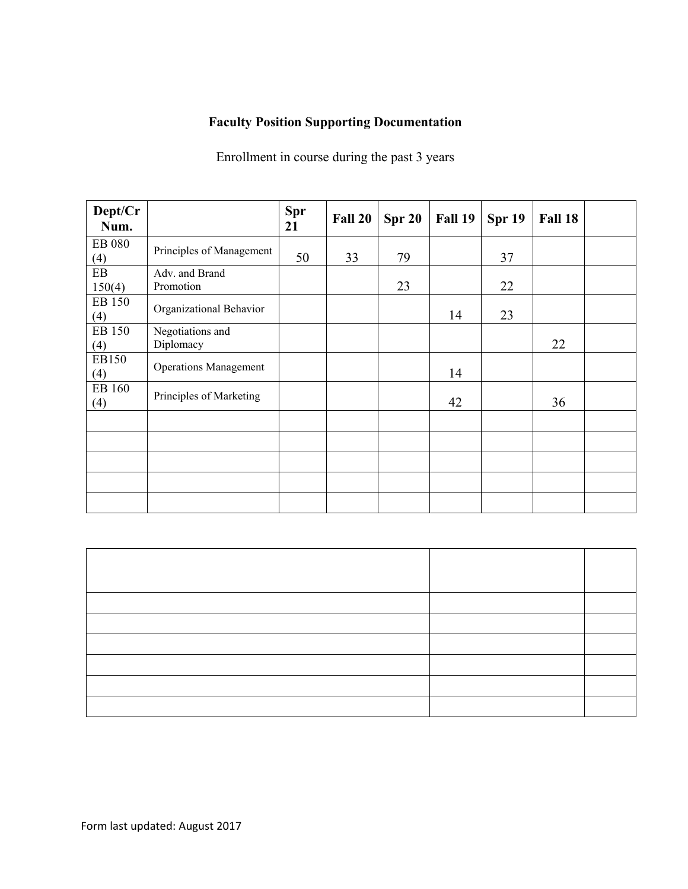**Faculty Position Supporting Documentation**

Enrollment in course during the past 3 years

| Dept/Cr Num. | | Spr 21 | Fall 20 | Spr 20 | Fall 19 | Spr 19 | Fall 18 | |
|---|---|---|---|---|---|---|---|---|
| EB 080 (4) | Principles of Management | 50 | 33 | 79 | | 37 | | |
| EB 150(4) | Adv. and Brand Promotion | | | 23 | | 22 | | |
| EB 150 (4) | Organizational Behavior | | | | 14 | 23 | | |
| EB 150 (4) | Negotiations and Diplomacy | | | | | | 22 | |
| EB150 (4) | Operations Management | | | | 14 | | | |
| EB 160 (4) | Principles of Marketing | | | | 42 | | 36 | |
| | | | | | | | | |
| | | | | | | | | |
| | | | | | | | | |
| | | | | | | | | |
| | | | | | | | | |

| | | |
|---|---|---|
| | | |
| | | |
| | | |
| | | |
| | | |
| | | |

Form last updated: August 2017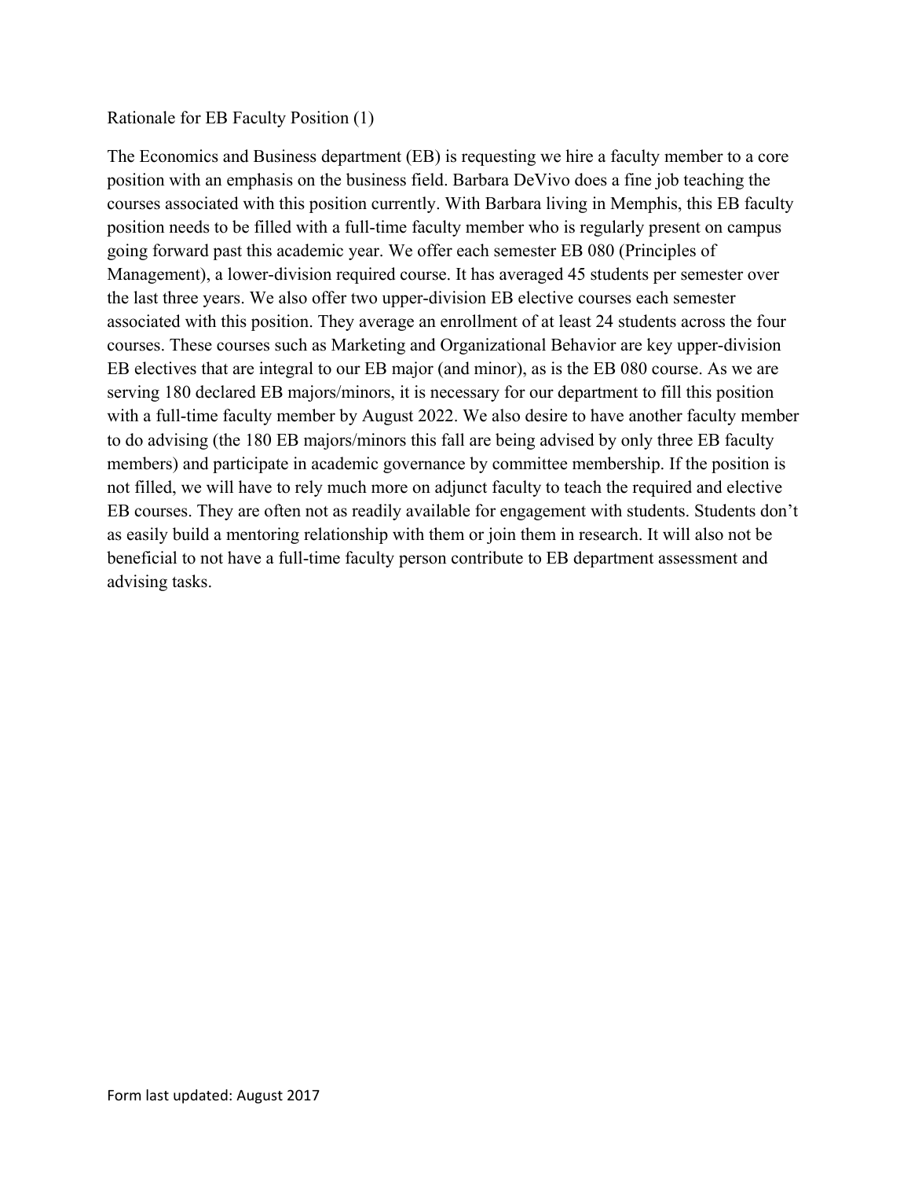Rationale for EB Faculty Position (1)

The Economics and Business department (EB) is requesting we hire a faculty member to a core position with an emphasis on the business field. Barbara DeVivo does a fine job teaching the courses associated with this position currently. With Barbara living in Memphis, this EB faculty position needs to be filled with a full-time faculty member who is regularly present on campus going forward past this academic year. We offer each semester EB 080 (Principles of Management), a lower-division required course. It has averaged 45 students per semester over the last three years. We also offer two upper-division EB elective courses each semester associated with this position. They average an enrollment of at least 24 students across the four courses. These courses such as Marketing and Organizational Behavior are key upper-division EB electives that are integral to our EB major (and minor), as is the EB 080 course. As we are serving 180 declared EB majors/minors, it is necessary for our department to fill this position with a full-time faculty member by August 2022. We also desire to have another faculty member to do advising (the 180 EB majors/minors this fall are being advised by only three EB faculty members) and participate in academic governance by committee membership. If the position is not filled, we will have to rely much more on adjunct faculty to teach the required and elective EB courses. They are often not as readily available for engagement with students. Students don't as easily build a mentoring relationship with them or join them in research. It will also not be beneficial to not have a full-time faculty person contribute to EB department assessment and advising tasks.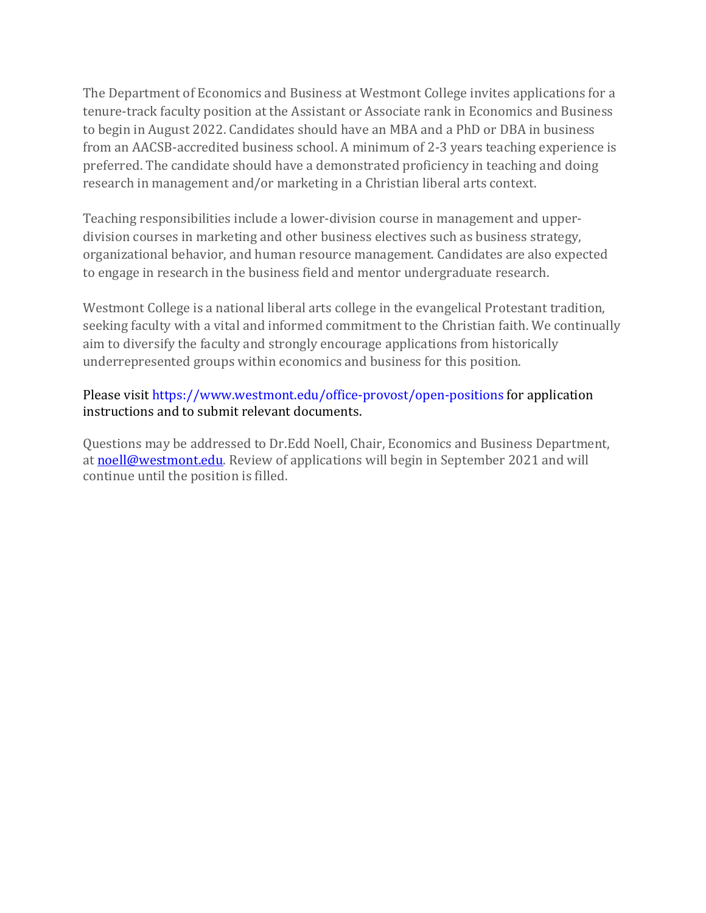The Department of Economics and Business at Westmont College invites applications for a tenure-track faculty position at the Assistant or Associate rank in Economics and Business to begin in August 2022. Candidates should have an MBA and a PhD or DBA in business from an AACSB-accredited business school. A minimum of 2-3 years teaching experience is preferred. The candidate should have a demonstrated proficiency in teaching and doing research in management and/or marketing in a Christian liberal arts context.

Teaching responsibilities include a lower-division course in management and upper-division courses in marketing and other business electives such as business strategy, organizational behavior, and human resource management. Candidates are also expected to engage in research in the business field and mentor undergraduate research.

Westmont College is a national liberal arts college in the evangelical Protestant tradition, seeking faculty with a vital and informed commitment to the Christian faith. We continually aim to diversify the faculty and strongly encourage applications from historically underrepresented groups within economics and business for this position.

Please visit https://www.westmont.edu/office-provost/open-positions for application instructions and to submit relevant documents.

Questions may be addressed to Dr.Edd Noell, Chair, Economics and Business Department, at noell@westmont.edu. Review of applications will begin in September 2021 and will continue until the position is filled.